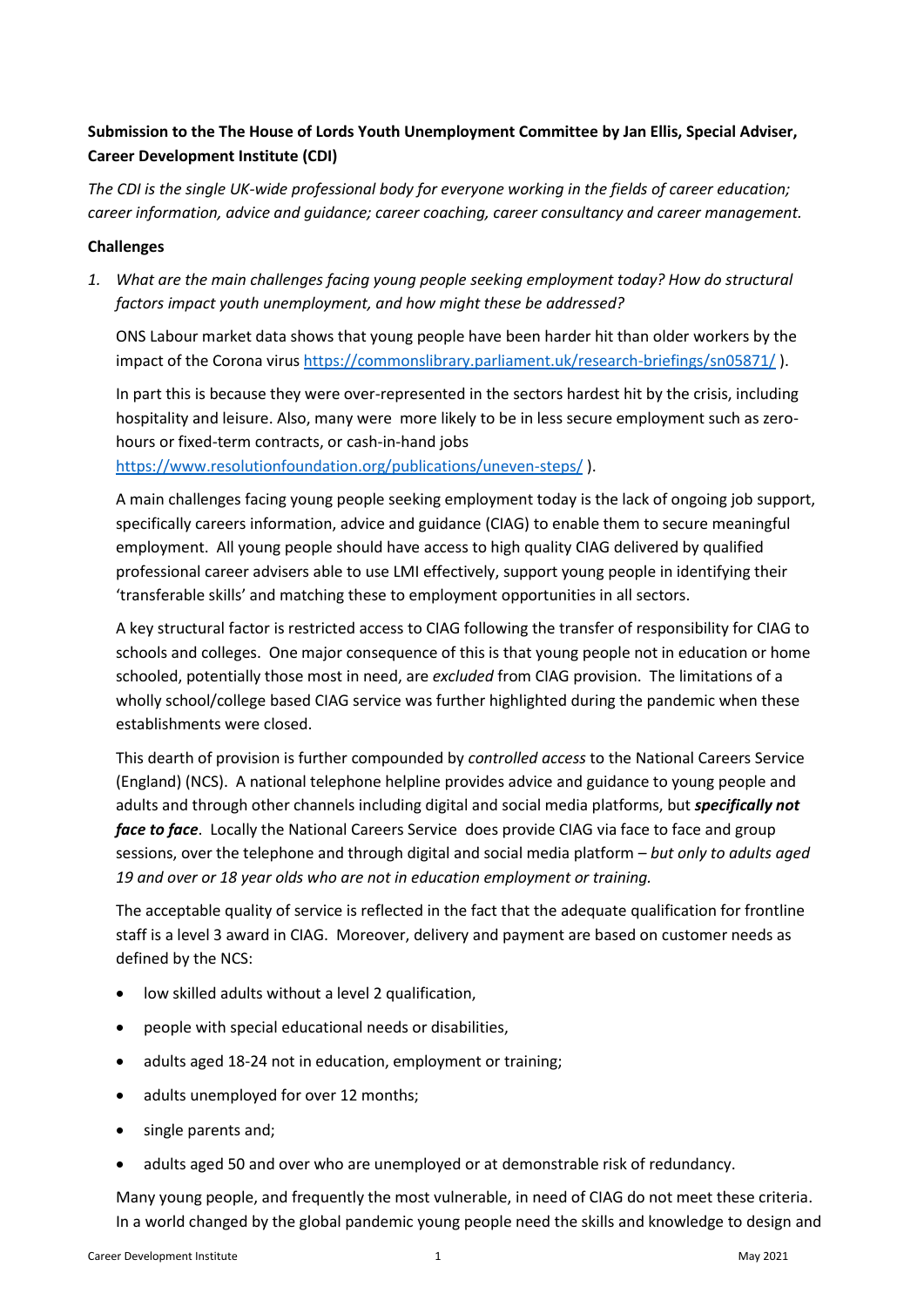**Submission to the The House of Lords Youth Unemployment Committee by Jan Ellis, Special Adviser, Career Development Institute (CDI)**

*The CDI is the single UK-wide professional body for everyone working in the fields of career education; career information, advice and guidance; career coaching, career consultancy and career management.*

**Challenges**

1. *What are the main challenges facing young people seeking employment today? How do structural factors impact youth unemployment, and how might these be addressed?*

   ONS Labour market data shows that young people have been harder hit than older workers by the impact of the Corona virus https://commonslibrary.parliament.uk/research-briefings/sn05871/ ).

   In part this is because they were over-represented in the sectors hardest hit by the crisis, including hospitality and leisure. Also, many were more likely to be in less secure employment such as zero-hours or fixed-term contracts, or cash-in-hand jobs https://www.resolutionfoundation.org/publications/uneven-steps/ ).

   A main challenges facing young people seeking employment today is the lack of ongoing job support, specifically careers information, advice and guidance (CIAG) to enable them to secure meaningful employment. All young people should have access to high quality CIAG delivered by qualified professional career advisers able to use LMI effectively, support young people in identifying their 'transferable skills' and matching these to employment opportunities in all sectors.

   A key structural factor is restricted access to CIAG following the transfer of responsibility for CIAG to schools and colleges. One major consequence of this is that young people not in education or home schooled, potentially those most in need, are *excluded* from CIAG provision. The limitations of a wholly school/college based CIAG service was further highlighted during the pandemic when these establishments were closed.

   This dearth of provision is further compounded by *controlled access* to the National Careers Service (England) (NCS). A national telephone helpline provides advice and guidance to young people and adults and through other channels including digital and social media platforms, but ***specifically not face to face***. Locally the National Careers Service does provide CIAG via face to face and group sessions, over the telephone and through digital and social media platform – *but only to adults aged 19 and over or 18 year olds who are not in education employment or training.*

   The acceptable quality of service is reflected in the fact that the adequate qualification for frontline staff is a level 3 award in CIAG. Moreover, delivery and payment are based on customer needs as defined by the NCS:

   - low skilled adults without a level 2 qualification,
   - people with special educational needs or disabilities,
   - adults aged 18-24 not in education, employment or training;
   - adults unemployed for over 12 months;
   - single parents and;
   - adults aged 50 and over who are unemployed or at demonstrable risk of redundancy.

   Many young people, and frequently the most vulnerable, in need of CIAG do not meet these criteria. In a world changed by the global pandemic young people need the skills and knowledge to design and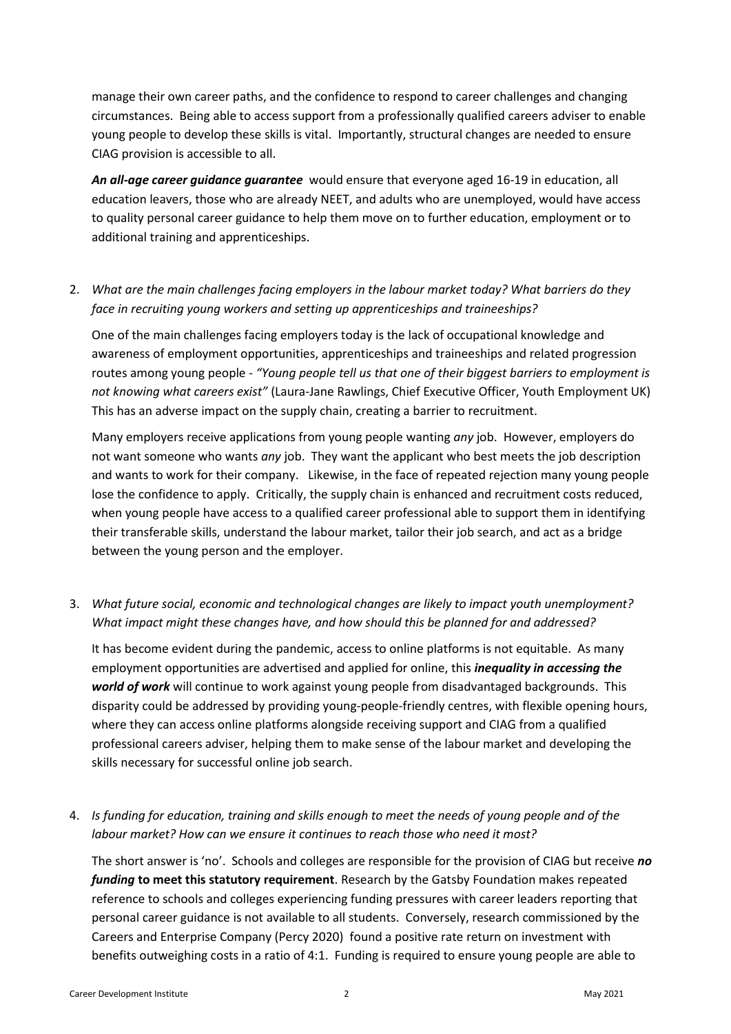manage their own career paths, and the confidence to respond to career challenges and changing circumstances. Being able to access support from a professionally qualified careers adviser to enable young people to develop these skills is vital. Importantly, structural changes are needed to ensure CIAG provision is accessible to all.

***An all-age career guidance guarantee*** would ensure that everyone aged 16-19 in education, all education leavers, those who are already NEET, and adults who are unemployed, would have access to quality personal career guidance to help them move on to further education, employment or to additional training and apprenticeships.

2. *What are the main challenges facing employers in the labour market today? What barriers do they face in recruiting young workers and setting up apprenticeships and traineeships?*

   One of the main challenges facing employers today is the lack of occupational knowledge and awareness of employment opportunities, apprenticeships and traineeships and related progression routes among young people - *"Young people tell us that one of their biggest barriers to employment is not knowing what careers exist"* (Laura-Jane Rawlings, Chief Executive Officer, Youth Employment UK) This has an adverse impact on the supply chain, creating a barrier to recruitment.

   Many employers receive applications from young people wanting *any* job. However, employers do not want someone who wants *any* job. They want the applicant who best meets the job description and wants to work for their company. Likewise, in the face of repeated rejection many young people lose the confidence to apply. Critically, the supply chain is enhanced and recruitment costs reduced, when young people have access to a qualified career professional able to support them in identifying their transferable skills, understand the labour market, tailor their job search, and act as a bridge between the young person and the employer.

3. *What future social, economic and technological changes are likely to impact youth unemployment? What impact might these changes have, and how should this be planned for and addressed?*

   It has become evident during the pandemic, access to online platforms is not equitable. As many employment opportunities are advertised and applied for online, this ***inequality in accessing the world of work*** will continue to work against young people from disadvantaged backgrounds. This disparity could be addressed by providing young-people-friendly centres, with flexible opening hours, where they can access online platforms alongside receiving support and CIAG from a qualified professional careers adviser, helping them to make sense of the labour market and developing the skills necessary for successful online job search.

4. *Is funding for education, training and skills enough to meet the needs of young people and of the labour market? How can we ensure it continues to reach those who need it most?*

   The short answer is 'no'. Schools and colleges are responsible for the provision of CIAG but receive ***no funding* to meet this statutory requirement**. Research by the Gatsby Foundation makes repeated reference to schools and colleges experiencing funding pressures with career leaders reporting that personal career guidance is not available to all students. Conversely, research commissioned by the Careers and Enterprise Company (Percy 2020) found a positive rate return on investment with benefits outweighing costs in a ratio of 4:1. Funding is required to ensure young people are able to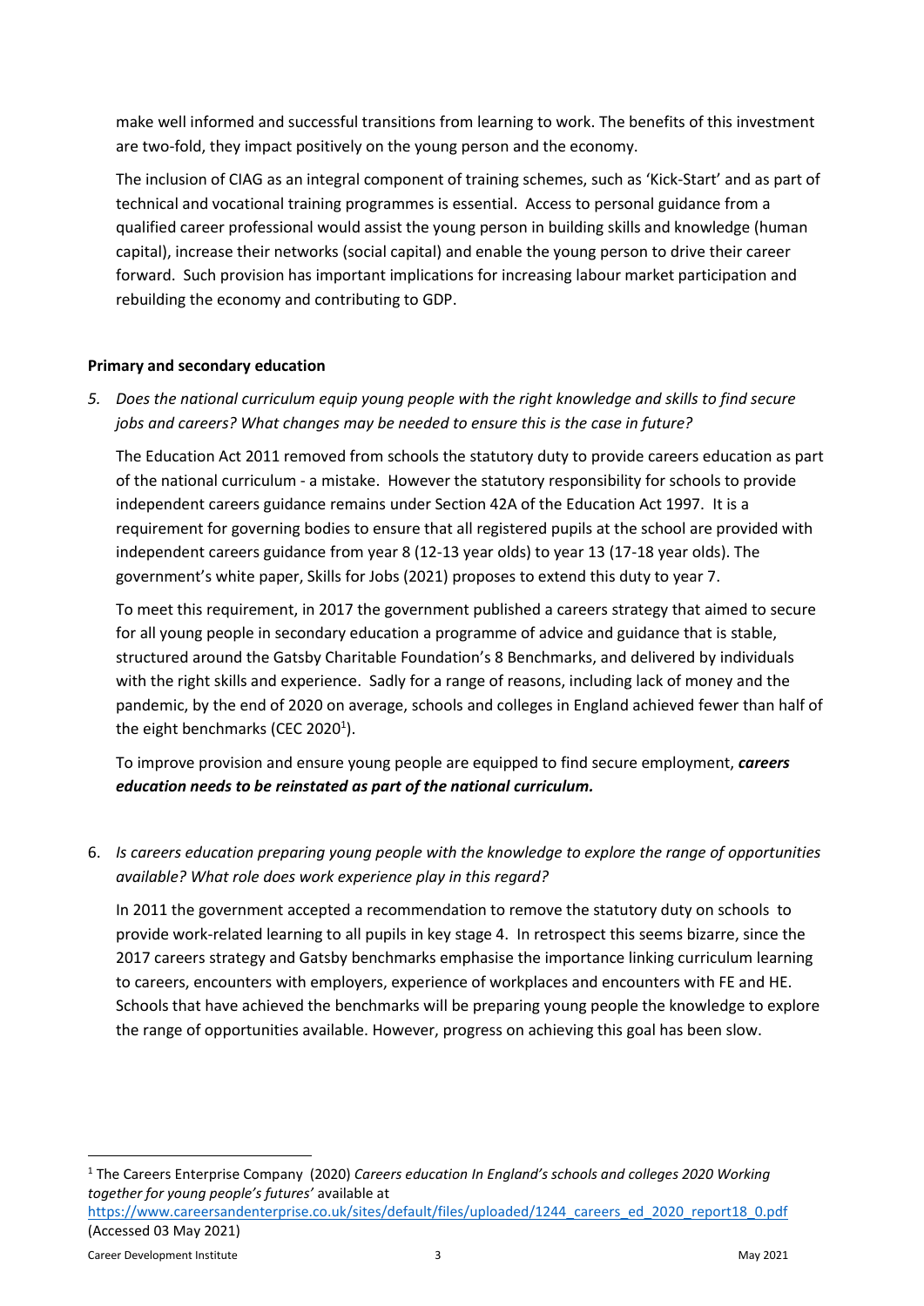make well informed and successful transitions from learning to work. The benefits of this investment are two-fold, they impact positively on the young person and the economy.

The inclusion of CIAG as an integral component of training schemes, such as 'Kick-Start' and as part of technical and vocational training programmes is essential. Access to personal guidance from a qualified career professional would assist the young person in building skills and knowledge (human capital), increase their networks (social capital) and enable the young person to drive their career forward. Such provision has important implications for increasing labour market participation and rebuilding the economy and contributing to GDP.

**Primary and secondary education**

5. *Does the national curriculum equip young people with the right knowledge and skills to find secure jobs and careers? What changes may be needed to ensure this is the case in future?*

The Education Act 2011 removed from schools the statutory duty to provide careers education as part of the national curriculum - a mistake. However the statutory responsibility for schools to provide independent careers guidance remains under Section 42A of the Education Act 1997. It is a requirement for governing bodies to ensure that all registered pupils at the school are provided with independent careers guidance from year 8 (12-13 year olds) to year 13 (17-18 year olds). The government's white paper, Skills for Jobs (2021) proposes to extend this duty to year 7.

To meet this requirement, in 2017 the government published a careers strategy that aimed to secure for all young people in secondary education a programme of advice and guidance that is stable, structured around the Gatsby Charitable Foundation's 8 Benchmarks, and delivered by individuals with the right skills and experience. Sadly for a range of reasons, including lack of money and the pandemic, by the end of 2020 on average, schools and colleges in England achieved fewer than half of the eight benchmarks (CEC 2020[1]).

To improve provision and ensure young people are equipped to find secure employment, ***careers education needs to be reinstated as part of the national curriculum.***

6. *Is careers education preparing young people with the knowledge to explore the range of opportunities available? What role does work experience play in this regard?*

In 2011 the government accepted a recommendation to remove the statutory duty on schools to provide work-related learning to all pupils in key stage 4. In retrospect this seems bizarre, since the 2017 careers strategy and Gatsby benchmarks emphasise the importance linking curriculum learning to careers, encounters with employers, experience of workplaces and encounters with FE and HE. Schools that have achieved the benchmarks will be preparing young people the knowledge to explore the range of opportunities available. However, progress on achieving this goal has been slow.

---

[1] The Careers Enterprise Company (2020) *Careers education In England's schools and colleges 2020 Working together for young people's futures'* available at https://www.careersandenterprise.co.uk/sites/default/files/uploaded/1244_careers_ed_2020_report18_0.pdf (Accessed 03 May 2021)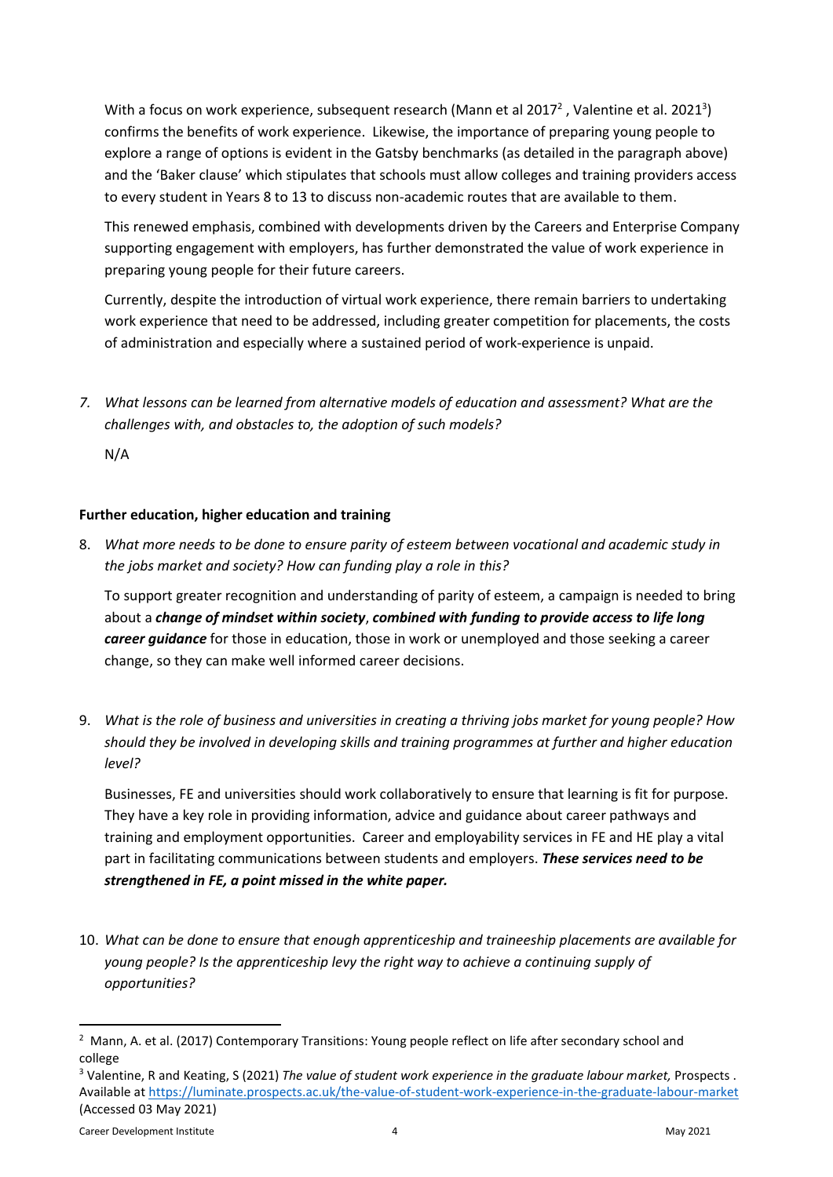With a focus on work experience, subsequent research (Mann et al 2017[2] , Valentine et al. 2021[3]) confirms the benefits of work experience. Likewise, the importance of preparing young people to explore a range of options is evident in the Gatsby benchmarks (as detailed in the paragraph above) and the 'Baker clause' which stipulates that schools must allow colleges and training providers access to every student in Years 8 to 13 to discuss non-academic routes that are available to them.

This renewed emphasis, combined with developments driven by the Careers and Enterprise Company supporting engagement with employers, has further demonstrated the value of work experience in preparing young people for their future careers.

Currently, despite the introduction of virtual work experience, there remain barriers to undertaking work experience that need to be addressed, including greater competition for placements, the costs of administration and especially where a sustained period of work-experience is unpaid.

7. *What lessons can be learned from alternative models of education and assessment? What are the challenges with, and obstacles to, the adoption of such models?*

   N/A

**Further education, higher education and training**

8. *What more needs to be done to ensure parity of esteem between vocational and academic study in the jobs market and society? How can funding play a role in this?*

   To support greater recognition and understanding of parity of esteem, a campaign is needed to bring about a ***change of mindset within society***, ***combined with funding to provide access to life long career guidance*** for those in education, those in work or unemployed and those seeking a career change, so they can make well informed career decisions.

9. *What is the role of business and universities in creating a thriving jobs market for young people? How should they be involved in developing skills and training programmes at further and higher education level?*

   Businesses, FE and universities should work collaboratively to ensure that learning is fit for purpose. They have a key role in providing information, advice and guidance about career pathways and training and employment opportunities. Career and employability services in FE and HE play a vital part in facilitating communications between students and employers. ***These services need to be strengthened in FE, a point missed in the white paper.***

10. *What can be done to ensure that enough apprenticeship and traineeship placements are available for young people? Is the apprenticeship levy the right way to achieve a continuing supply of opportunities?*

---

[2] Mann, A. et al. (2017) Contemporary Transitions: Young people reflect on life after secondary school and college

[3] Valentine, R and Keating, S (2021) *The value of student work experience in the graduate labour market,* Prospects . Available at https://luminate.prospects.ac.uk/the-value-of-student-work-experience-in-the-graduate-labour-market (Accessed 03 May 2021)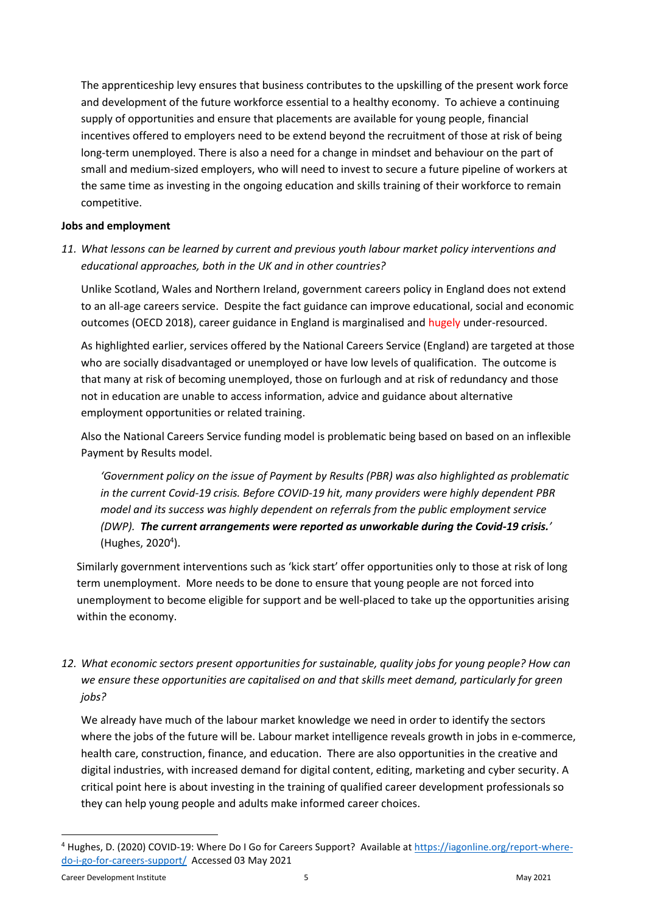The apprenticeship levy ensures that business contributes to the upskilling of the present work force and development of the future workforce essential to a healthy economy. To achieve a continuing supply of opportunities and ensure that placements are available for young people, financial incentives offered to employers need to be extend beyond the recruitment of those at risk of being long-term unemployed. There is also a need for a change in mindset and behaviour on the part of small and medium-sized employers, who will need to invest to secure a future pipeline of workers at the same time as investing in the ongoing education and skills training of their workforce to remain competitive.

**Jobs and employment**

11. *What lessons can be learned by current and previous youth labour market policy interventions and educational approaches, both in the UK and in other countries?*

Unlike Scotland, Wales and Northern Ireland, government careers policy in England does not extend to an all-age careers service. Despite the fact guidance can improve educational, social and economic outcomes (OECD 2018), career guidance in England is marginalised and hugely under-resourced.

As highlighted earlier, services offered by the National Careers Service (England) are targeted at those who are socially disadvantaged or unemployed or have low levels of qualification. The outcome is that many at risk of becoming unemployed, those on furlough and at risk of redundancy and those not in education are unable to access information, advice and guidance about alternative employment opportunities or related training.

Also the National Careers Service funding model is problematic being based on based on an inflexible Payment by Results model.

> *'Government policy on the issue of Payment by Results (PBR) was also highlighted as problematic in the current Covid-19 crisis. Before COVID-19 hit, many providers were highly dependent PBR model and its success was highly dependent on referrals from the public employment service (DWP).* ***The current arrangements were reported as unworkable during the Covid-19 crisis.'*** (Hughes, 2020[4]).

Similarly government interventions such as 'kick start' offer opportunities only to those at risk of long term unemployment. More needs to be done to ensure that young people are not forced into unemployment to become eligible for support and be well-placed to take up the opportunities arising within the economy.

12. *What economic sectors present opportunities for sustainable, quality jobs for young people? How can we ensure these opportunities are capitalised on and that skills meet demand, particularly for green jobs?*

We already have much of the labour market knowledge we need in order to identify the sectors where the jobs of the future will be. Labour market intelligence reveals growth in jobs in e-commerce, health care, construction, finance, and education. There are also opportunities in the creative and digital industries, with increased demand for digital content, editing, marketing and cyber security. A critical point here is about investing in the training of qualified career development professionals so they can help young people and adults make informed career choices.

---

[4] Hughes, D. (2020) COVID-19: Where Do I Go for Careers Support? Available at https://iagonline.org/report-where-do-i-go-for-careers-support/ Accessed 03 May 2021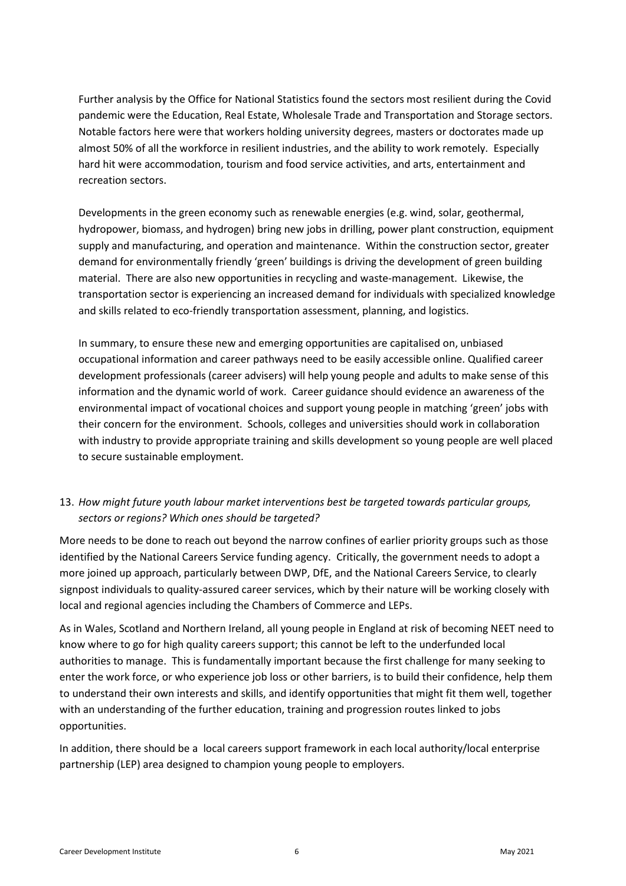Further analysis by the Office for National Statistics found the sectors most resilient during the Covid pandemic were the Education, Real Estate, Wholesale Trade and Transportation and Storage sectors. Notable factors here were that workers holding university degrees, masters or doctorates made up almost 50% of all the workforce in resilient industries, and the ability to work remotely. Especially hard hit were accommodation, tourism and food service activities, and arts, entertainment and recreation sectors.

Developments in the green economy such as renewable energies (e.g. wind, solar, geothermal, hydropower, biomass, and hydrogen) bring new jobs in drilling, power plant construction, equipment supply and manufacturing, and operation and maintenance. Within the construction sector, greater demand for environmentally friendly 'green' buildings is driving the development of green building material. There are also new opportunities in recycling and waste-management. Likewise, the transportation sector is experiencing an increased demand for individuals with specialized knowledge and skills related to eco-friendly transportation assessment, planning, and logistics.

In summary, to ensure these new and emerging opportunities are capitalised on, unbiased occupational information and career pathways need to be easily accessible online. Qualified career development professionals (career advisers) will help young people and adults to make sense of this information and the dynamic world of work. Career guidance should evidence an awareness of the environmental impact of vocational choices and support young people in matching 'green' jobs with their concern for the environment. Schools, colleges and universities should work in collaboration with industry to provide appropriate training and skills development so young people are well placed to secure sustainable employment.

13. *How might future youth labour market interventions best be targeted towards particular groups, sectors or regions? Which ones should be targeted?*

More needs to be done to reach out beyond the narrow confines of earlier priority groups such as those identified by the National Careers Service funding agency. Critically, the government needs to adopt a more joined up approach, particularly between DWP, DfE, and the National Careers Service, to clearly signpost individuals to quality-assured career services, which by their nature will be working closely with local and regional agencies including the Chambers of Commerce and LEPs.

As in Wales, Scotland and Northern Ireland, all young people in England at risk of becoming NEET need to know where to go for high quality careers support; this cannot be left to the underfunded local authorities to manage. This is fundamentally important because the first challenge for many seeking to enter the work force, or who experience job loss or other barriers, is to build their confidence, help them to understand their own interests and skills, and identify opportunities that might fit them well, together with an understanding of the further education, training and progression routes linked to jobs opportunities.

In addition, there should be a local careers support framework in each local authority/local enterprise partnership (LEP) area designed to champion young people to employers.